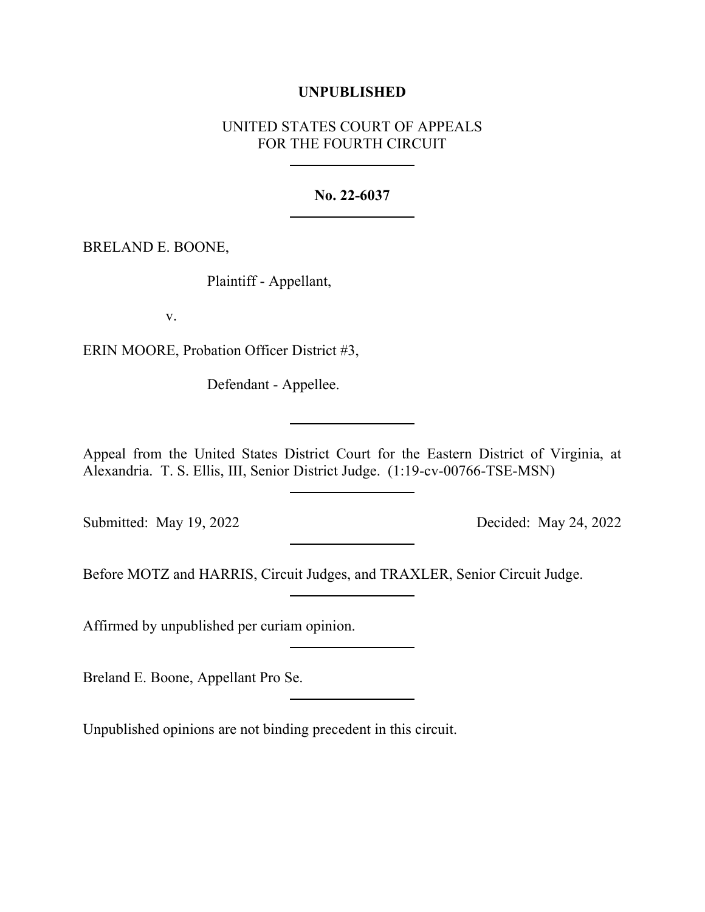**UNPUBLISHED**

UNITED STATES COURT OF APPEALS
FOR THE FOURTH CIRCUIT

---

**No. 22-6037**

---

BRELAND E. BOONE,

Plaintiff - Appellant,

v.

ERIN MOORE, Probation Officer District #3,

Defendant - Appellee.

---

Appeal from the United States District Court for the Eastern District of Virginia, at Alexandria. T. S. Ellis, III, Senior District Judge. (1:19-cv-00766-TSE-MSN)

---

Submitted: May 19, 2022 Decided: May 24, 2022

---

Before MOTZ and HARRIS, Circuit Judges, and TRAXLER, Senior Circuit Judge.

---

Affirmed by unpublished per curiam opinion.

---

Breland E. Boone, Appellant Pro Se.

---

Unpublished opinions are not binding precedent in this circuit.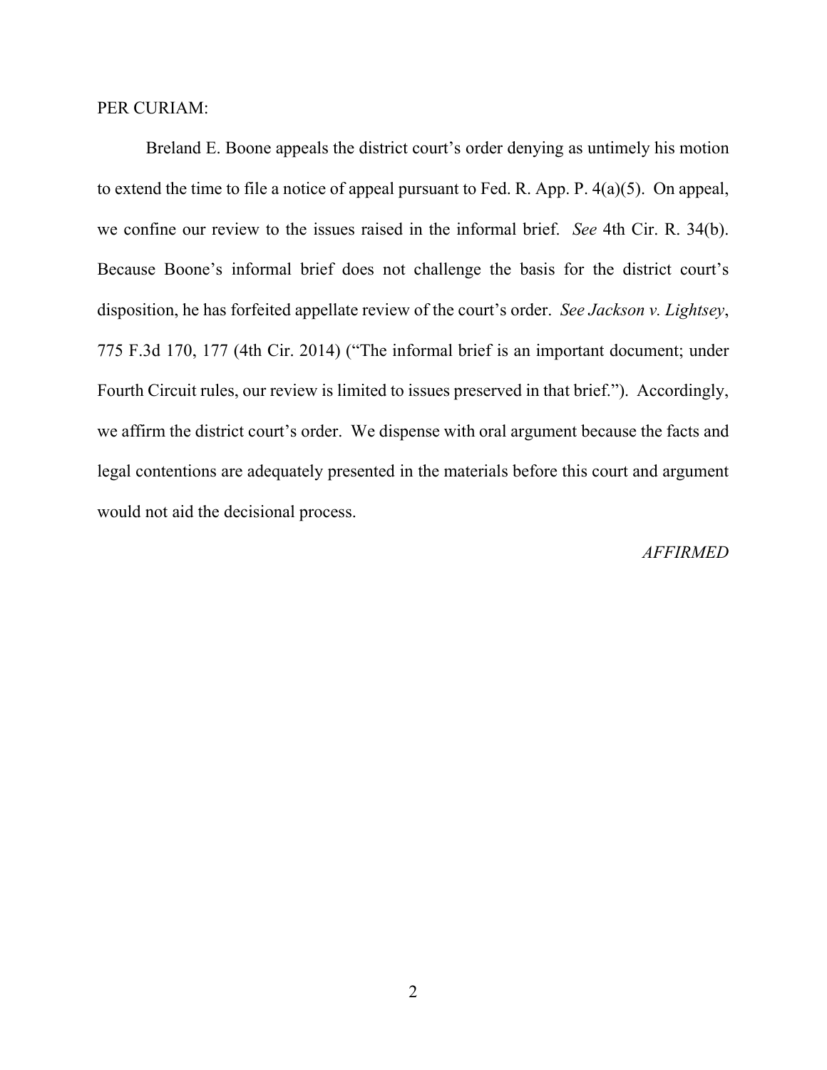PER CURIAM:

Breland E. Boone appeals the district court's order denying as untimely his motion to extend the time to file a notice of appeal pursuant to Fed. R. App. P. 4(a)(5). On appeal, we confine our review to the issues raised in the informal brief. *See* 4th Cir. R. 34(b). Because Boone's informal brief does not challenge the basis for the district court's disposition, he has forfeited appellate review of the court's order. *See Jackson v. Lightsey*, 775 F.3d 170, 177 (4th Cir. 2014) ("The informal brief is an important document; under Fourth Circuit rules, our review is limited to issues preserved in that brief."). Accordingly, we affirm the district court's order. We dispense with oral argument because the facts and legal contentions are adequately presented in the materials before this court and argument would not aid the decisional process.

*AFFIRMED*